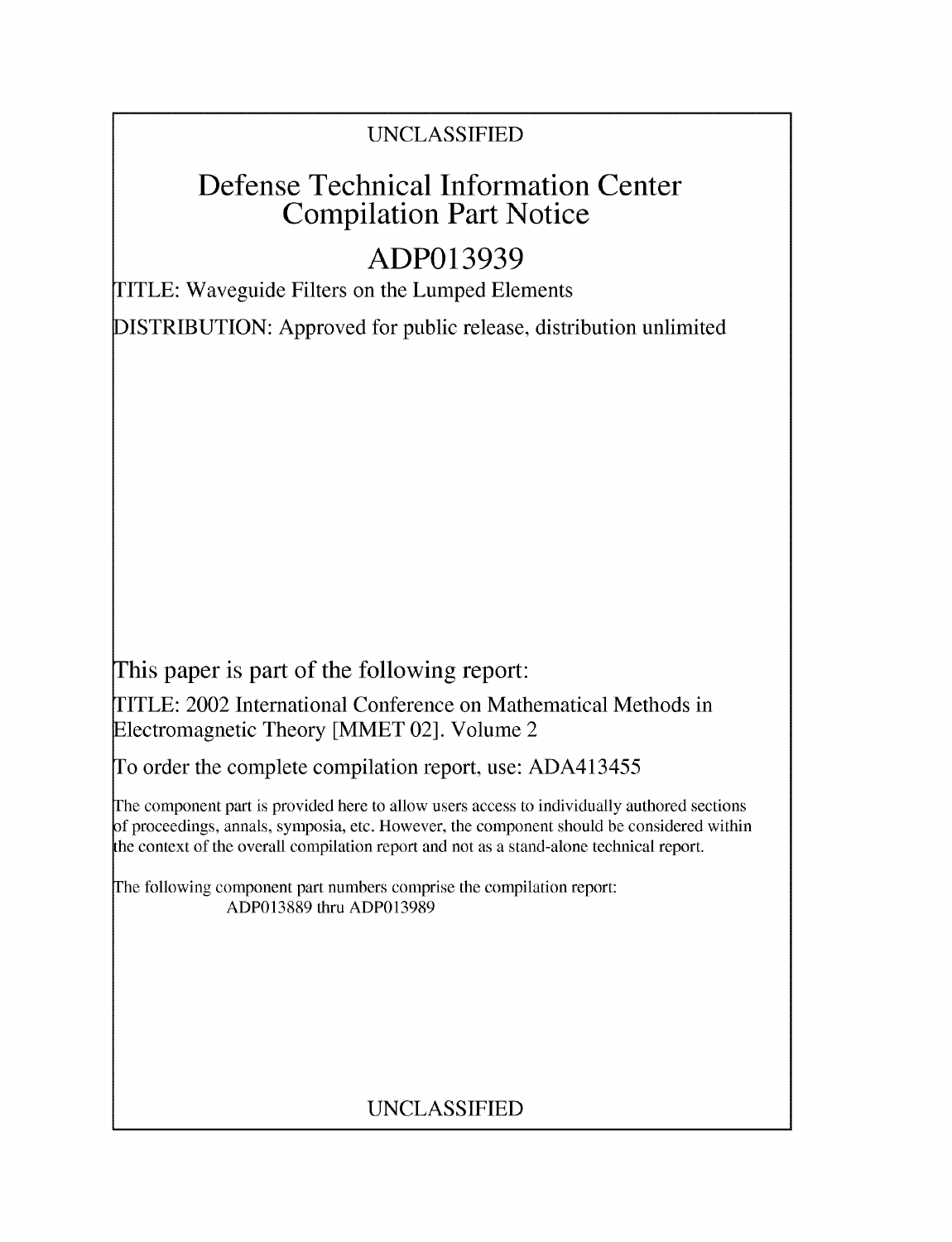UNCLASSIFIED

# Defense Technical Information Center Compilation Part Notice

# ADP013939

TITLE: Waveguide Filters on the Lumped Elements

DISTRIBUTION: Approved for public release, distribution unlimited

This paper is part of the following report:

TITLE: 2002 International Conference on Mathematical Methods in Electromagnetic Theory [MMET 02]. Volume 2

To order the complete compilation report, use: ADA413455

The component part is provided here to allow users access to individually authored sections of proceedings, annals, symposia, etc. However, the component should be considered within the context of the overall compilation report and not as a stand-alone technical report.

The following component part numbers comprise the compilation report:
ADP013889 thru ADP013989

UNCLASSIFIED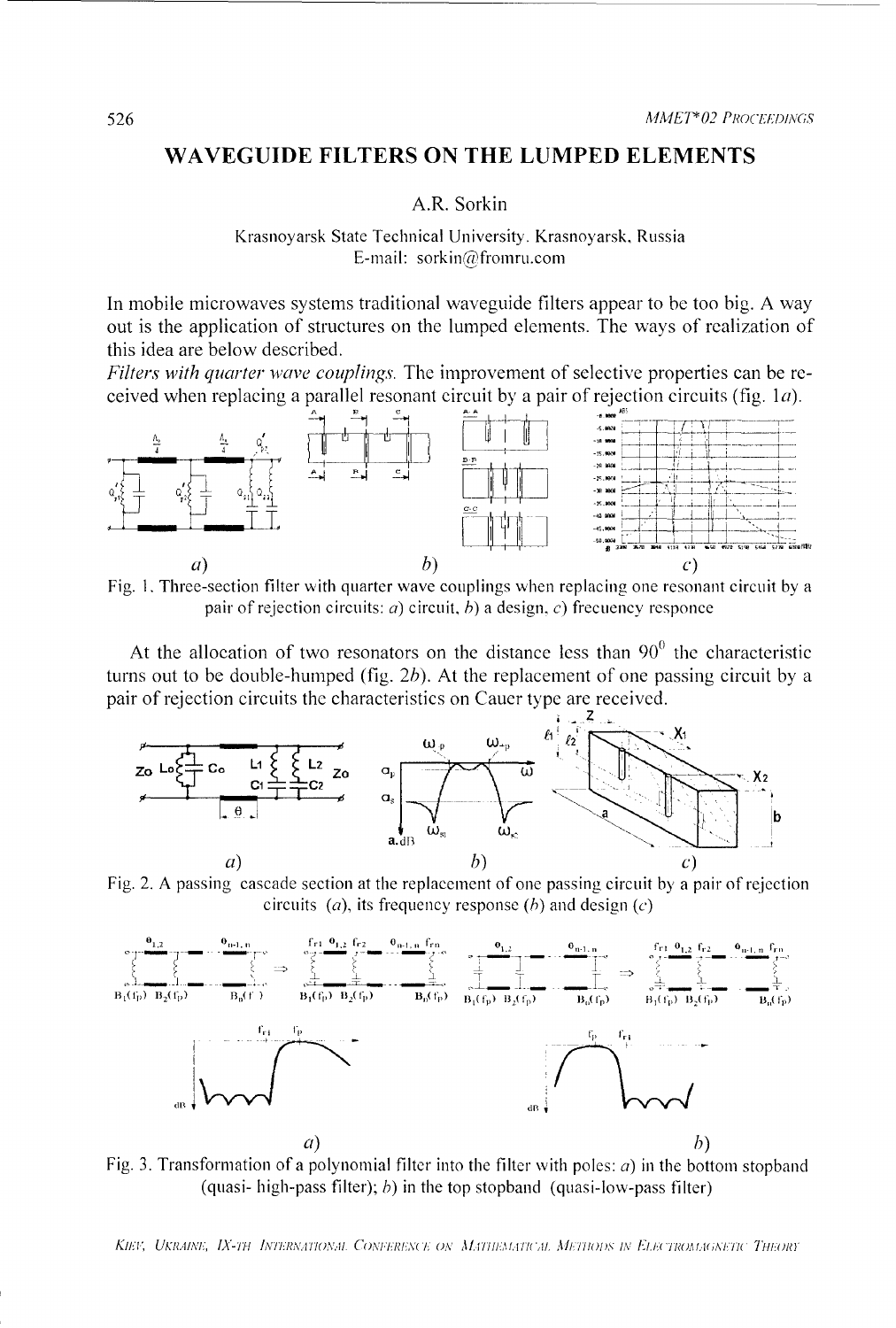# WAVEGUIDE FILTERS ON THE LUMPED ELEMENTS

A.R. Sorkin

Krasnoyarsk State Technical University, Krasnoyarsk, Russia
E-mail: sorkin@fromru.com

In mobile microwaves systems traditional waveguide filters appear to be too big. A way out is the application of structures on the lumped elements. The ways of realization of this idea are below described.

*Filters with quarter wave couplings.* The improvement of selective properties can be received when replacing a parallel resonant circuit by a pair of rejection circuits (fig. 1*a*).

Fig. 1. Three-section filter with quarter wave couplings when replacing one resonant circuit by a pair of rejection circuits: *a*) circuit, *b*) a design, *c*) frecuency responce

At the allocation of two resonators on the distance less than $90^0$ the characteristic turns out to be double-humped (fig. 2*b*). At the replacement of one passing circuit by a pair of rejection circuits the characteristics on Cauer type are received.

Fig. 2. A passing cascade section at the replacement of one passing circuit by a pair of rejection circuits (*a*), its frequency response (*b*) and design (*c*)

Fig. 3. Transformation of a polynomial filter into the filter with poles: *a*) in the bottom stopband (quasi- high-pass filter); *b*) in the top stopband (quasi-low-pass filter)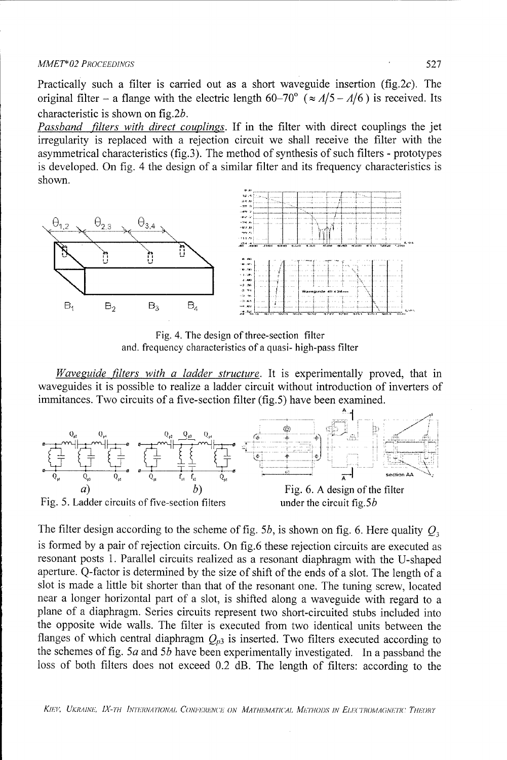Practically such a filter is carried out as a short waveguide insertion (fig.2*c*). The original filter – a flange with the electric length 60–70° ($\approx \Lambda/5 - \Lambda/6$) is received. Its characteristic is shown on fig.2*b*.

*Passband filters with direct couplings*. If in the filter with direct couplings the jet irregularity is replaced with a rejection circuit we shall receive the filter with the asymmetrical characteristics (fig.3). The method of synthesis of such filters - prototypes is developed. On fig. 4 the design of a similar filter and its frequency characteristics is shown.

Fig. 4. The design of three-section filter and. frequency characteristics of a quasi- high-pass filter

*Waveguide filters with a ladder structure*. It is experimentally proved, that in waveguides it is possible to realize a ladder circuit without introduction of inverters of immitances. Two circuits of a five-section filter (fig.5) have been examined.

Fig. 5. Ladder circuits of five-section filters

Fig. 6. A design of the filter under the circuit fig.5*b*

The filter design according to the scheme of fig. 5*b*, is shown on fig. 6. Here quality $Q_3$ is formed by a pair of rejection circuits. On fig.6 these rejection circuits are executed as resonant posts 1. Parallel circuits realized as a resonant diaphragm with the U-shaped aperture. Q-factor is determined by the size of shift of the ends of a slot. The length of a slot is made a little bit shorter than that of the resonant one. The tuning screw, located near a longer horizontal part of a slot, is shifted along a waveguide with regard to a plane of a diaphragm. Series circuits represent two short-circuited stubs included into the opposite wide walls. The filter is executed from two identical units between the flanges of which central diaphragm $Q_{p3}$ is inserted. Two filters executed according to the schemes of fig. 5*a* and 5*b* have been experimentally investigated. In a passband the loss of both filters does not exceed 0.2 dB. The length of filters: according to the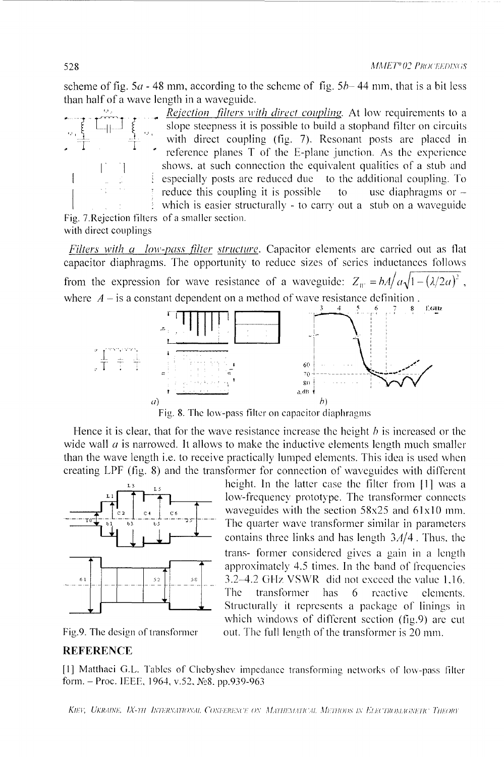scheme of fig. 5*a* - 48 mm, according to the scheme of fig. 5*b*– 44 mm, that is a bit less than half of a wave length in a waveguide.

*Rejection filters with direct coupling*. At low requirements to a slope steepness it is possible to build a stopband filter on circuits with direct coupling (fig. 7). Resonant posts are placed in reference planes T of the E-plane junction. As the experience shows, at such connection the equivalent qualities of a stub and especially posts are reduced due to the additional coupling. To reduce this coupling it is possible to use diaphragms or – which is easier structurally - to carry out a stub on a waveguide of a smaller section.

Fig. 7.Rejection filters with direct couplings

*Filters with a low-pass filter structure*. Capacitor elements are carried out as flat capacitor diaphragms. The opportunity to reduce sizes of series inductances follows from the expression for wave resistance of a waveguide: $Z_W = bA/a\sqrt{1-(\lambda/2a)^2}$, where $A$ – is a constant dependent on a method of wave resistance definition .

3 4 5 6 7 8 f,GHz

60
70
80
a,dB

*a*) *b*)

Fig. 8. The low-pass filter on capacitor diaphragms

Hence it is clear, that for the wave resistance increase the height *b* is increased or the wide wall *a* is narrowed. It allows to make the inductive elements length much smaller than the wave length i.e. to receive practically lumped elements. This idea is used when creating LPF (fig. 8) and the transformer for connection of waveguides with different height. In the latter case the filter from [1] was a low-frequency prototype. The transformer connects waveguides with the section 58x25 and 61x10 mm. The quarter wave transformer similar in parameters contains three links and has length $3\Lambda/4$. Thus, the trans- former considered gives a gain in a length approximately 4.5 times. In the band of frequencies 3.2–4.2 GHz VSWR did not exceed the value 1.16. The transformer has 6 reactive elements. Structurally it represents a package of linings in which windows of different section (fig.9) are cut out. The full length of the transformer is 20 mm.

L1 L3 L5
C2 C4 C6
T0 b1 b3 b5

Fig.9. The design of transformer

## REFERENCE

[1] Matthaei G.L. Tables of Chebyshev impedance transforming networks of low-pass filter form. – Proc. IEEE, 1964, v.52, №8. pp.939-963